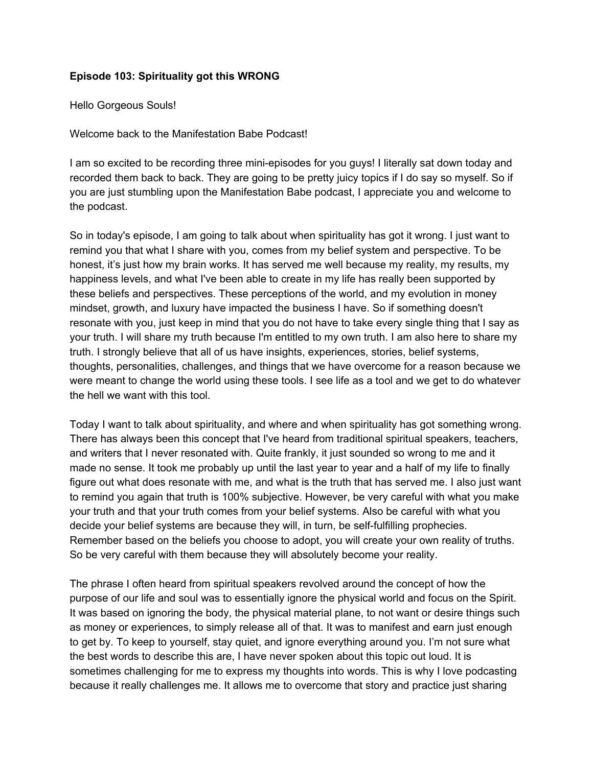**Episode 103: Spirituality got this WRONG**

Hello Gorgeous Souls!

Welcome back to the Manifestation Babe Podcast!

I am so excited to be recording three mini-episodes for you guys! I literally sat down today and recorded them back to back. They are going to be pretty juicy topics if I do say so myself. So if you are just stumbling upon the Manifestation Babe podcast, I appreciate you and welcome to the podcast.

So in today's episode, I am going to talk about when spirituality has got it wrong. I just want to remind you that what I share with you, comes from my belief system and perspective. To be honest, it's just how my brain works. It has served me well because my reality, my results, my happiness levels, and what I've been able to create in my life has really been supported by these beliefs and perspectives. These perceptions of the world, and my evolution in money mindset, growth, and luxury have impacted the business I have. So if something doesn't resonate with you, just keep in mind that you do not have to take every single thing that I say as your truth. I will share my truth because I'm entitled to my own truth. I am also here to share my truth. I strongly believe that all of us have insights, experiences, stories, belief systems, thoughts, personalities, challenges, and things that we have overcome for a reason because we were meant to change the world using these tools. I see life as a tool and we get to do whatever the hell we want with this tool.

Today I want to talk about spirituality, and where and when spirituality has got something wrong. There has always been this concept that I've heard from traditional spiritual speakers, teachers, and writers that I never resonated with. Quite frankly, it just sounded so wrong to me and it made no sense. It took me probably up until the last year to year and a half of my life to finally figure out what does resonate with me, and what is the truth that has served me. I also just want to remind you again that truth is 100% subjective. However, be very careful with what you make your truth and that your truth comes from your belief systems. Also be careful with what you decide your belief systems are because they will, in turn, be self-fulfilling prophecies. Remember based on the beliefs you choose to adopt, you will create your own reality of truths. So be very careful with them because they will absolutely become your reality.

The phrase I often heard from spiritual speakers revolved around the concept of how the purpose of our life and soul was to essentially ignore the physical world and focus on the Spirit. It was based on ignoring the body, the physical material plane, to not want or desire things such as money or experiences, to simply release all of that. It was to manifest and earn just enough to get by. To keep to yourself, stay quiet, and ignore everything around you. I'm not sure what the best words to describe this are, I have never spoken about this topic out loud. It is sometimes challenging for me to express my thoughts into words. This is why I love podcasting because it really challenges me. It allows me to overcome that story and practice just sharing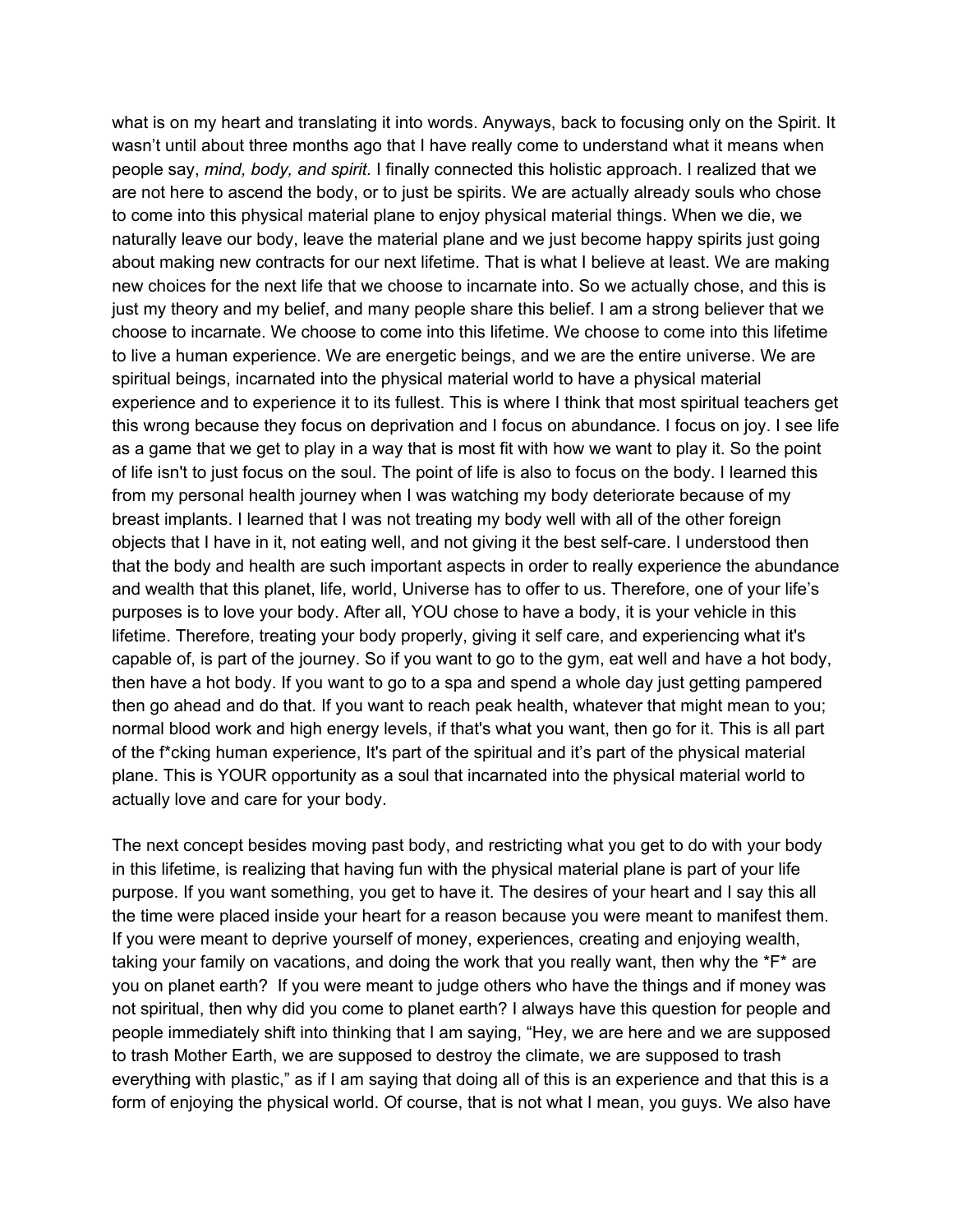what is on my heart and translating it into words. Anyways, back to focusing only on the Spirit. It wasn't until about three months ago that I have really come to understand what it means when people say, *mind, body, and spirit.* I finally connected this holistic approach. I realized that we are not here to ascend the body, or to just be spirits. We are actually already souls who chose to come into this physical material plane to enjoy physical material things. When we die, we naturally leave our body, leave the material plane and we just become happy spirits just going about making new contracts for our next lifetime. That is what I believe at least. We are making new choices for the next life that we choose to incarnate into. So we actually chose, and this is just my theory and my belief, and many people share this belief. I am a strong believer that we choose to incarnate. We choose to come into this lifetime. We choose to come into this lifetime to live a human experience. We are energetic beings, and we are the entire universe. We are spiritual beings, incarnated into the physical material world to have a physical material experience and to experience it to its fullest. This is where I think that most spiritual teachers get this wrong because they focus on deprivation and I focus on abundance. I focus on joy. I see life as a game that we get to play in a way that is most fit with how we want to play it. So the point of life isn't to just focus on the soul. The point of life is also to focus on the body. I learned this from my personal health journey when I was watching my body deteriorate because of my breast implants. I learned that I was not treating my body well with all of the other foreign objects that I have in it, not eating well, and not giving it the best self-care. I understood then that the body and health are such important aspects in order to really experience the abundance and wealth that this planet, life, world, Universe has to offer to us. Therefore, one of your life's purposes is to love your body. After all, YOU chose to have a body, it is your vehicle in this lifetime. Therefore, treating your body properly, giving it self care, and experiencing what it's capable of, is part of the journey. So if you want to go to the gym, eat well and have a hot body, then have a hot body. If you want to go to a spa and spend a whole day just getting pampered then go ahead and do that. If you want to reach peak health, whatever that might mean to you; normal blood work and high energy levels, if that's what you want, then go for it. This is all part of the f*cking human experience, It's part of the spiritual and it's part of the physical material plane. This is YOUR opportunity as a soul that incarnated into the physical material world to actually love and care for your body.

The next concept besides moving past body, and restricting what you get to do with your body in this lifetime, is realizing that having fun with the physical material plane is part of your life purpose. If you want something, you get to have it. The desires of your heart and I say this all the time were placed inside your heart for a reason because you were meant to manifest them. If you were meant to deprive yourself of money, experiences, creating and enjoying wealth, taking your family on vacations, and doing the work that you really want, then why the *F* are you on planet earth? If you were meant to judge others who have the things and if money was not spiritual, then why did you come to planet earth? I always have this question for people and people immediately shift into thinking that I am saying, "Hey, we are here and we are supposed to trash Mother Earth, we are supposed to destroy the climate, we are supposed to trash everything with plastic," as if I am saying that doing all of this is an experience and that this is a form of enjoying the physical world. Of course, that is not what I mean, you guys. We also have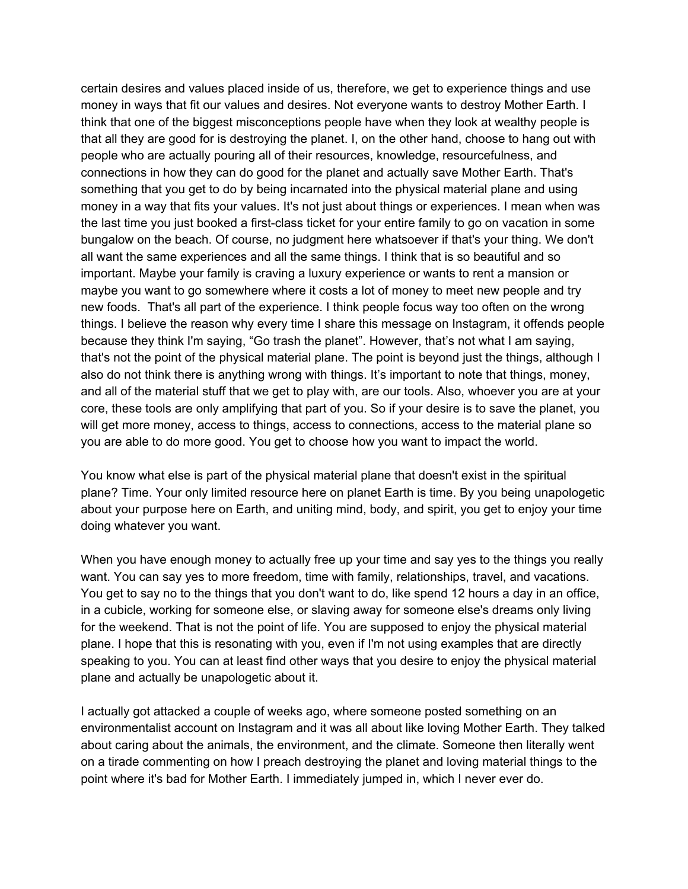certain desires and values placed inside of us, therefore, we get to experience things and use money in ways that fit our values and desires. Not everyone wants to destroy Mother Earth. I think that one of the biggest misconceptions people have when they look at wealthy people is that all they are good for is destroying the planet. I, on the other hand, choose to hang out with people who are actually pouring all of their resources, knowledge, resourcefulness, and connections in how they can do good for the planet and actually save Mother Earth. That's something that you get to do by being incarnated into the physical material plane and using money in a way that fits your values. It's not just about things or experiences. I mean when was the last time you just booked a first-class ticket for your entire family to go on vacation in some bungalow on the beach. Of course, no judgment here whatsoever if that's your thing. We don't all want the same experiences and all the same things. I think that is so beautiful and so important. Maybe your family is craving a luxury experience or wants to rent a mansion or maybe you want to go somewhere where it costs a lot of money to meet new people and try new foods. That's all part of the experience. I think people focus way too often on the wrong things. I believe the reason why every time I share this message on Instagram, it offends people because they think I'm saying, "Go trash the planet". However, that's not what I am saying, that's not the point of the physical material plane. The point is beyond just the things, although I also do not think there is anything wrong with things. It's important to note that things, money, and all of the material stuff that we get to play with, are our tools. Also, whoever you are at your core, these tools are only amplifying that part of you. So if your desire is to save the planet, you will get more money, access to things, access to connections, access to the material plane so you are able to do more good. You get to choose how you want to impact the world.

You know what else is part of the physical material plane that doesn't exist in the spiritual plane? Time. Your only limited resource here on planet Earth is time. By you being unapologetic about your purpose here on Earth, and uniting mind, body, and spirit, you get to enjoy your time doing whatever you want.

When you have enough money to actually free up your time and say yes to the things you really want. You can say yes to more freedom, time with family, relationships, travel, and vacations. You get to say no to the things that you don't want to do, like spend 12 hours a day in an office, in a cubicle, working for someone else, or slaving away for someone else's dreams only living for the weekend. That is not the point of life. You are supposed to enjoy the physical material plane. I hope that this is resonating with you, even if I'm not using examples that are directly speaking to you. You can at least find other ways that you desire to enjoy the physical material plane and actually be unapologetic about it.

I actually got attacked a couple of weeks ago, where someone posted something on an environmentalist account on Instagram and it was all about like loving Mother Earth. They talked about caring about the animals, the environment, and the climate. Someone then literally went on a tirade commenting on how I preach destroying the planet and loving material things to the point where it's bad for Mother Earth. I immediately jumped in, which I never ever do.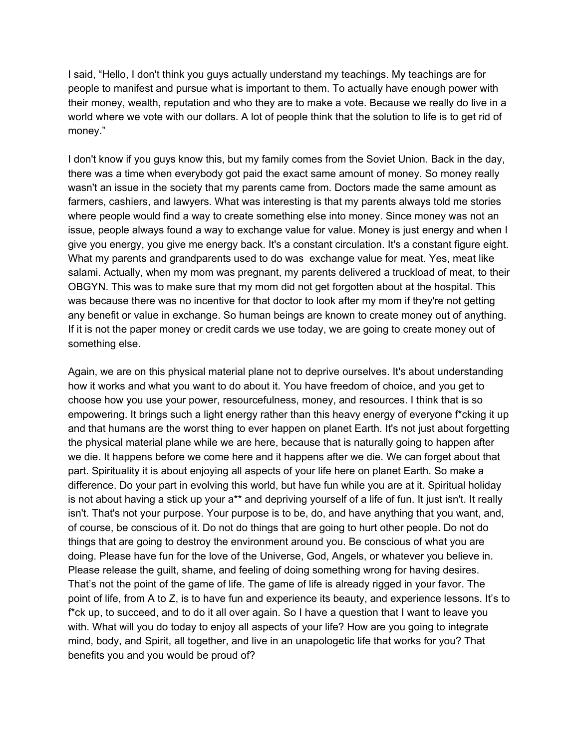I said, "Hello, I don't think you guys actually understand my teachings. My teachings are for people to manifest and pursue what is important to them. To actually have enough power with their money, wealth, reputation and who they are to make a vote. Because we really do live in a world where we vote with our dollars. A lot of people think that the solution to life is to get rid of money."

I don't know if you guys know this, but my family comes from the Soviet Union. Back in the day, there was a time when everybody got paid the exact same amount of money. So money really wasn't an issue in the society that my parents came from. Doctors made the same amount as farmers, cashiers, and lawyers. What was interesting is that my parents always told me stories where people would find a way to create something else into money. Since money was not an issue, people always found a way to exchange value for value. Money is just energy and when I give you energy, you give me energy back. It's a constant circulation. It's a constant figure eight. What my parents and grandparents used to do was  exchange value for meat. Yes, meat like salami. Actually, when my mom was pregnant, my parents delivered a truckload of meat, to their OBGYN. This was to make sure that my mom did not get forgotten about at the hospital. This was because there was no incentive for that doctor to look after my mom if they're not getting any benefit or value in exchange. So human beings are known to create money out of anything. If it is not the paper money or credit cards we use today, we are going to create money out of something else.

Again, we are on this physical material plane not to deprive ourselves. It's about understanding how it works and what you want to do about it. You have freedom of choice, and you get to choose how you use your power, resourcefulness, money, and resources. I think that is so empowering. It brings such a light energy rather than this heavy energy of everyone f*cking it up and that humans are the worst thing to ever happen on planet Earth. It's not just about forgetting the physical material plane while we are here, because that is naturally going to happen after we die. It happens before we come here and it happens after we die. We can forget about that part. Spirituality it is about enjoying all aspects of your life here on planet Earth. So make a difference. Do your part in evolving this world, but have fun while you are at it. Spiritual holiday is not about having a stick up your a** and depriving yourself of a life of fun. It just isn't. It really isn't. That's not your purpose. Your purpose is to be, do, and have anything that you want, and, of course, be conscious of it. Do not do things that are going to hurt other people. Do not do things that are going to destroy the environment around you. Be conscious of what you are doing. Please have fun for the love of the Universe, God, Angels, or whatever you believe in. Please release the guilt, shame, and feeling of doing something wrong for having desires. That's not the point of the game of life. The game of life is already rigged in your favor. The point of life, from A to Z, is to have fun and experience its beauty, and experience lessons. It's to f*ck up, to succeed, and to do it all over again. So I have a question that I want to leave you with. What will you do today to enjoy all aspects of your life? How are you going to integrate mind, body, and Spirit, all together, and live in an unapologetic life that works for you? That benefits you and you would be proud of?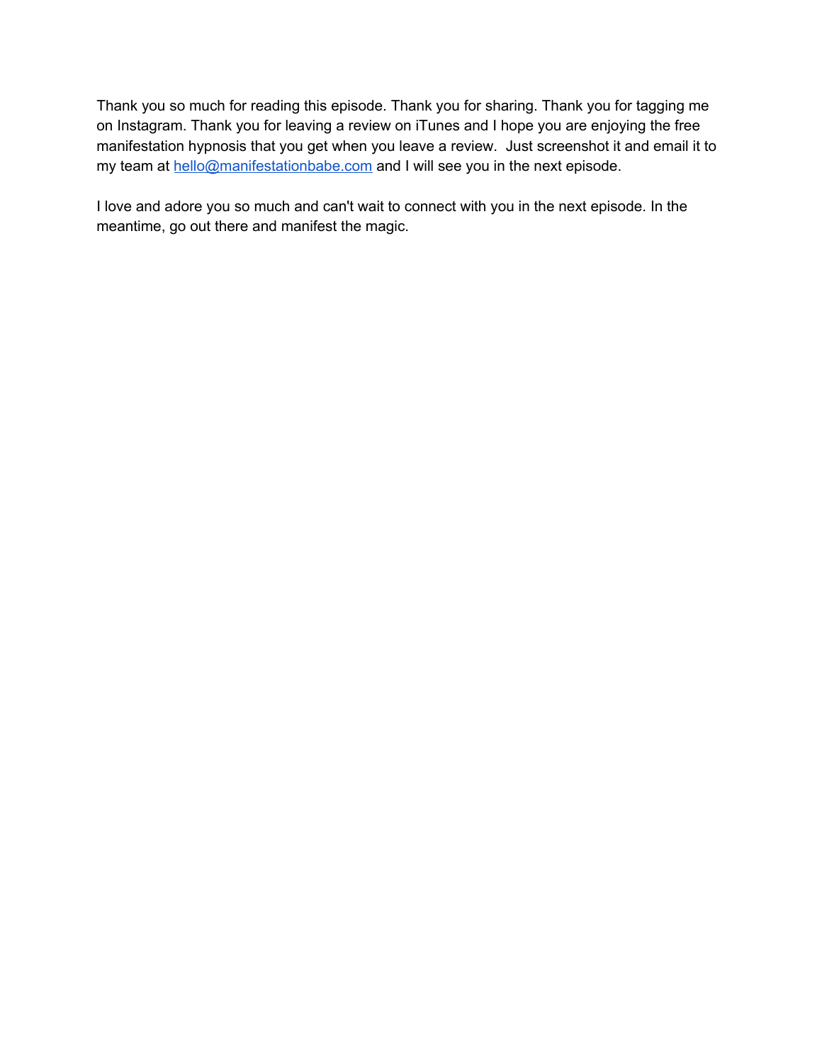Thank you so much for reading this episode. Thank you for sharing. Thank you for tagging me on Instagram. Thank you for leaving a review on iTunes and I hope you are enjoying the free manifestation hypnosis that you get when you leave a review.  Just screenshot it and email it to my team at [hello@manifestationbabe.com](mailto:hello@manifestationbabe.com) and I will see you in the next episode.

I love and adore you so much and can't wait to connect with you in the next episode. In the meantime, go out there and manifest the magic.